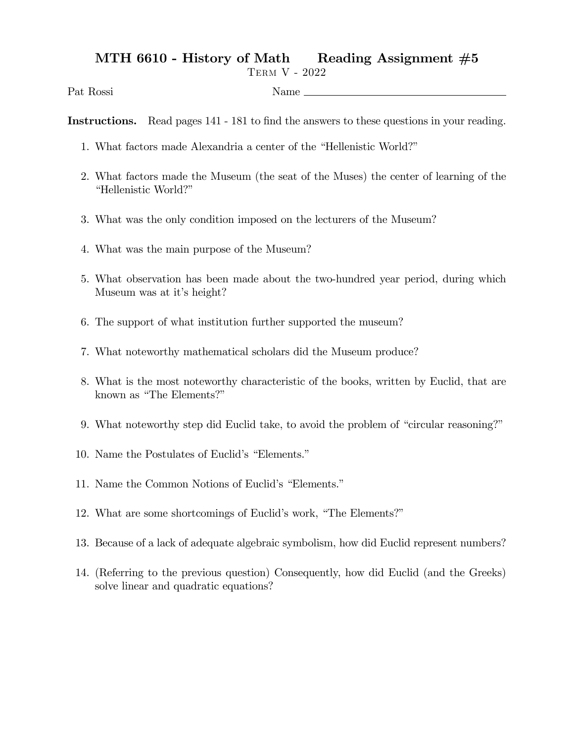# MTH 6610 - History of Math Reading Assignment #5

Term V - 2022

Pat Rossi Name ______________________

**Instructions.** Read pages 141 - 181 to find the answers to these questions in your reading.

1. What factors made Alexandria a center of the "Hellenistic World?"
2. What factors made the Museum (the seat of the Muses) the center of learning of the "Hellenistic World?"
3. What was the only condition imposed on the lecturers of the Museum?
4. What was the main purpose of the Museum?
5. What observation has been made about the two-hundred year period, during which Museum was at it's height?
6. The support of what institution further supported the museum?
7. What noteworthy mathematical scholars did the Museum produce?
8. What is the most noteworthy characteristic of the books, written by Euclid, that are known as "The Elements?"
9. What noteworthy step did Euclid take, to avoid the problem of "circular reasoning?"
10. Name the Postulates of Euclid's "Elements."
11. Name the Common Notions of Euclid's "Elements."
12. What are some shortcomings of Euclid's work, "The Elements?"
13. Because of a lack of adequate algebraic symbolism, how did Euclid represent numbers?
14. (Referring to the previous question) Consequently, how did Euclid (and the Greeks) solve linear and quadratic equations?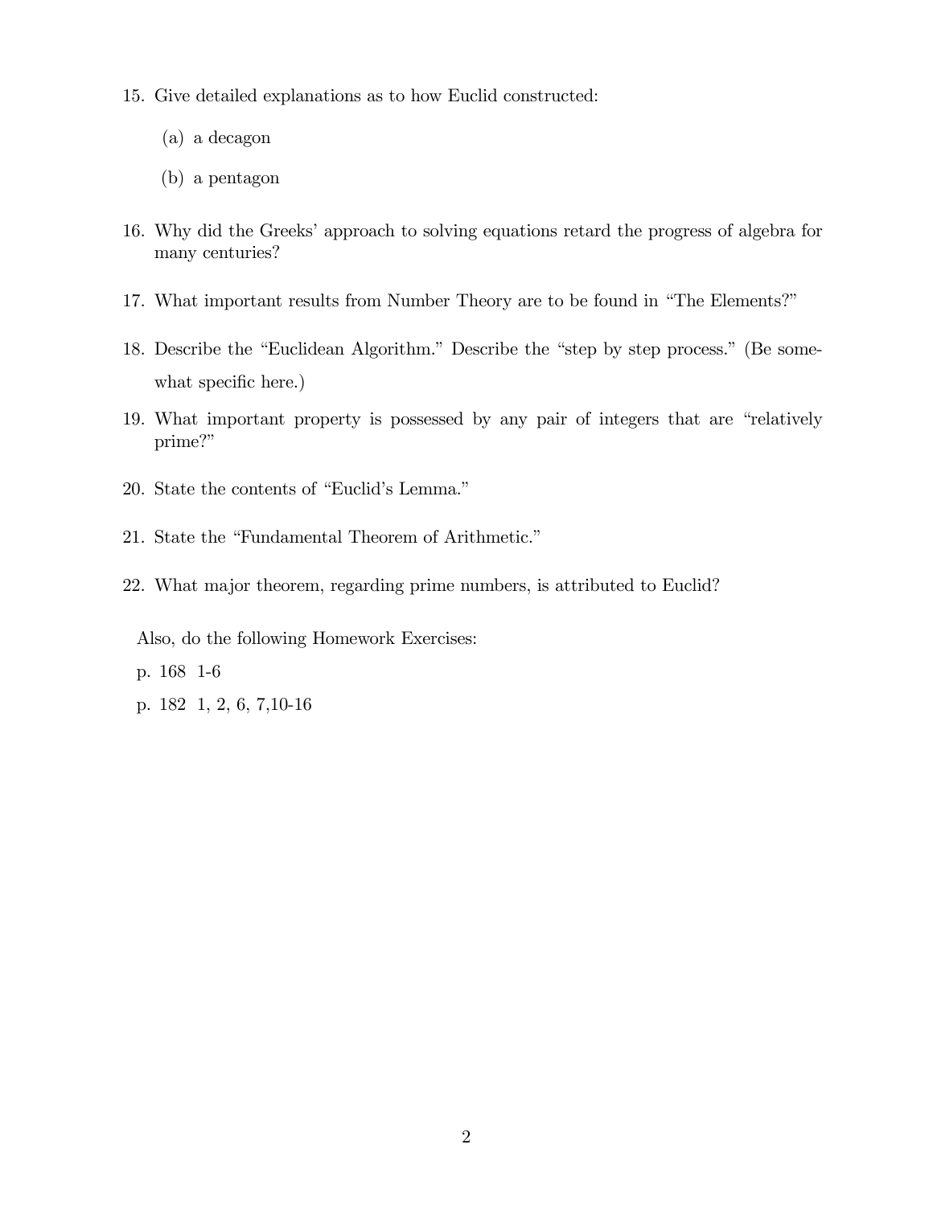15. Give detailed explanations as to how Euclid constructed:

    (a) a decagon

    (b) a pentagon

16. Why did the Greeks' approach to solving equations retard the progress of algebra for many centuries?

17. What important results from Number Theory are to be found in "The Elements?"

18. Describe the "Euclidean Algorithm." Describe the "step by step process." (Be somewhat specific here.)

19. What important property is possessed by any pair of integers that are "relatively prime?"

20. State the contents of "Euclid's Lemma."

21. State the "Fundamental Theorem of Arithmetic."

22. What major theorem, regarding prime numbers, is attributed to Euclid?

Also, do the following Homework Exercises:

p. 168 1-6

p. 182 1, 2, 6, 7,10-16